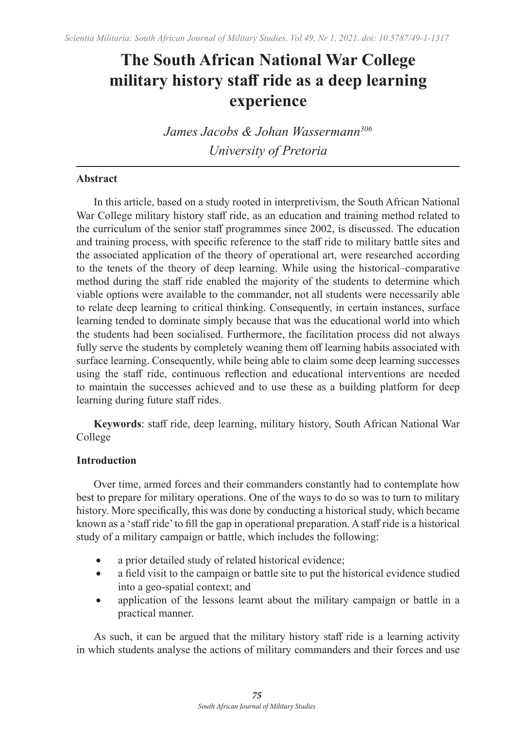# The South African National War College military history staff ride as a deep learning experience

*James Jacobs & Johan Wassermann*[306]
*University of Pretoria*

## Abstract

In this article, based on a study rooted in interpretivism, the South African National War College military history staff ride, as an education and training method related to the curriculum of the senior staff programmes since 2002, is discussed. The education and training process, with specific reference to the staff ride to military battle sites and the associated application of the theory of operational art, were researched according to the tenets of the theory of deep learning. While using the historical–comparative method during the staff ride enabled the majority of the students to determine which viable options were available to the commander, not all students were necessarily able to relate deep learning to critical thinking. Consequently, in certain instances, surface learning tended to dominate simply because that was the educational world into which the students had been socialised. Furthermore, the facilitation process did not always fully serve the students by completely weaning them off learning habits associated with surface learning. Consequently, while being able to claim some deep learning successes using the staff ride, continuous reflection and educational interventions are needed to maintain the successes achieved and to use these as a building platform for deep learning during future staff rides.

**Keywords**: staff ride, deep learning, military history, South African National War College

## Introduction

Over time, armed forces and their commanders constantly had to contemplate how best to prepare for military operations. One of the ways to do so was to turn to military history. More specifically, this was done by conducting a historical study, which became known as a 'staff ride' to fill the gap in operational preparation. A staff ride is a historical study of a military campaign or battle, which includes the following:

- a prior detailed study of related historical evidence;
- a field visit to the campaign or battle site to put the historical evidence studied into a geo-spatial context; and
- application of the lessons learnt about the military campaign or battle in a practical manner.

As such, it can be argued that the military history staff ride is a learning activity in which students analyse the actions of military commanders and their forces and use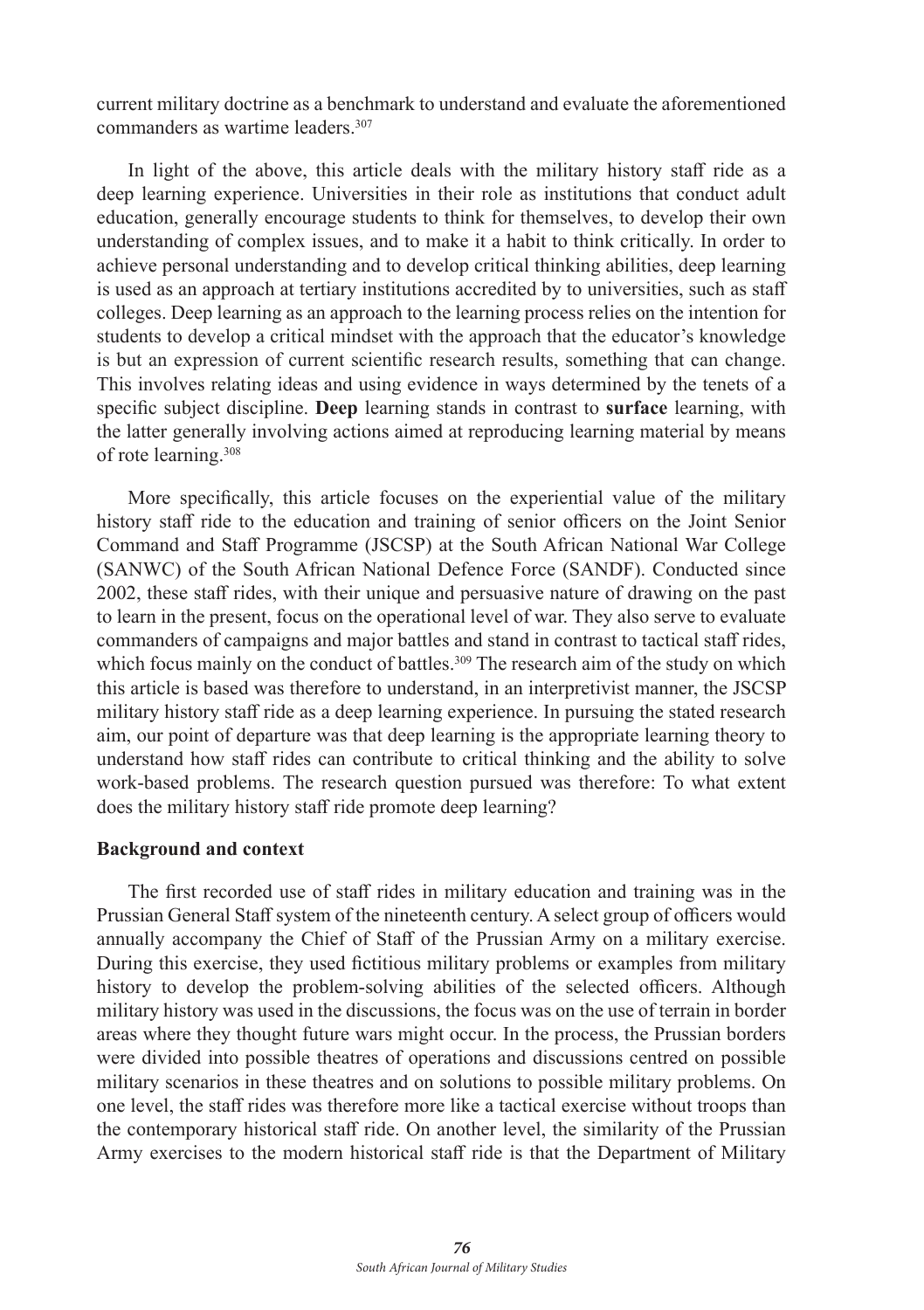current military doctrine as a benchmark to understand and evaluate the aforementioned commanders as wartime leaders.[307]

In light of the above, this article deals with the military history staff ride as a deep learning experience. Universities in their role as institutions that conduct adult education, generally encourage students to think for themselves, to develop their own understanding of complex issues, and to make it a habit to think critically. In order to achieve personal understanding and to develop critical thinking abilities, deep learning is used as an approach at tertiary institutions accredited by to universities, such as staff colleges. Deep learning as an approach to the learning process relies on the intention for students to develop a critical mindset with the approach that the educator's knowledge is but an expression of current scientific research results, something that can change. This involves relating ideas and using evidence in ways determined by the tenets of a specific subject discipline. **Deep** learning stands in contrast to **surface** learning, with the latter generally involving actions aimed at reproducing learning material by means of rote learning.[308]

More specifically, this article focuses on the experiential value of the military history staff ride to the education and training of senior officers on the Joint Senior Command and Staff Programme (JSCSP) at the South African National War College (SANWC) of the South African National Defence Force (SANDF). Conducted since 2002, these staff rides, with their unique and persuasive nature of drawing on the past to learn in the present, focus on the operational level of war. They also serve to evaluate commanders of campaigns and major battles and stand in contrast to tactical staff rides, which focus mainly on the conduct of battles.[309] The research aim of the study on which this article is based was therefore to understand, in an interpretivist manner, the JSCSP military history staff ride as a deep learning experience. In pursuing the stated research aim, our point of departure was that deep learning is the appropriate learning theory to understand how staff rides can contribute to critical thinking and the ability to solve work-based problems. The research question pursued was therefore: To what extent does the military history staff ride promote deep learning?

## Background and context

The first recorded use of staff rides in military education and training was in the Prussian General Staff system of the nineteenth century. A select group of officers would annually accompany the Chief of Staff of the Prussian Army on a military exercise. During this exercise, they used fictitious military problems or examples from military history to develop the problem-solving abilities of the selected officers. Although military history was used in the discussions, the focus was on the use of terrain in border areas where they thought future wars might occur. In the process, the Prussian borders were divided into possible theatres of operations and discussions centred on possible military scenarios in these theatres and on solutions to possible military problems. On one level, the staff rides was therefore more like a tactical exercise without troops than the contemporary historical staff ride. On another level, the similarity of the Prussian Army exercises to the modern historical staff ride is that the Department of Military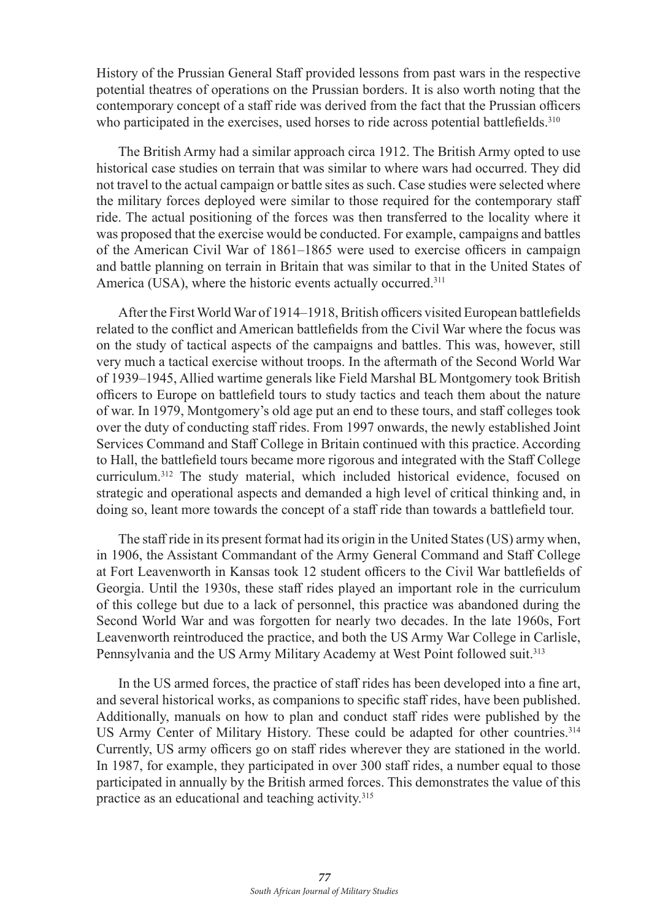History of the Prussian General Staff provided lessons from past wars in the respective potential theatres of operations on the Prussian borders. It is also worth noting that the contemporary concept of a staff ride was derived from the fact that the Prussian officers who participated in the exercises, used horses to ride across potential battlefields.[310]

The British Army had a similar approach circa 1912. The British Army opted to use historical case studies on terrain that was similar to where wars had occurred. They did not travel to the actual campaign or battle sites as such. Case studies were selected where the military forces deployed were similar to those required for the contemporary staff ride. The actual positioning of the forces was then transferred to the locality where it was proposed that the exercise would be conducted. For example, campaigns and battles of the American Civil War of 1861–1865 were used to exercise officers in campaign and battle planning on terrain in Britain that was similar to that in the United States of America (USA), where the historic events actually occurred.[311]

After the First World War of 1914–1918, British officers visited European battlefields related to the conflict and American battlefields from the Civil War where the focus was on the study of tactical aspects of the campaigns and battles. This was, however, still very much a tactical exercise without troops. In the aftermath of the Second World War of 1939–1945, Allied wartime generals like Field Marshal BL Montgomery took British officers to Europe on battlefield tours to study tactics and teach them about the nature of war. In 1979, Montgomery's old age put an end to these tours, and staff colleges took over the duty of conducting staff rides. From 1997 onwards, the newly established Joint Services Command and Staff College in Britain continued with this practice. According to Hall, the battlefield tours became more rigorous and integrated with the Staff College curriculum.[312] The study material, which included historical evidence, focused on strategic and operational aspects and demanded a high level of critical thinking and, in doing so, leant more towards the concept of a staff ride than towards a battlefield tour.

The staff ride in its present format had its origin in the United States (US) army when, in 1906, the Assistant Commandant of the Army General Command and Staff College at Fort Leavenworth in Kansas took 12 student officers to the Civil War battlefields of Georgia. Until the 1930s, these staff rides played an important role in the curriculum of this college but due to a lack of personnel, this practice was abandoned during the Second World War and was forgotten for nearly two decades. In the late 1960s, Fort Leavenworth reintroduced the practice, and both the US Army War College in Carlisle, Pennsylvania and the US Army Military Academy at West Point followed suit.[313]

In the US armed forces, the practice of staff rides has been developed into a fine art, and several historical works, as companions to specific staff rides, have been published. Additionally, manuals on how to plan and conduct staff rides were published by the US Army Center of Military History. These could be adapted for other countries.[314] Currently, US army officers go on staff rides wherever they are stationed in the world. In 1987, for example, they participated in over 300 staff rides, a number equal to those participated in annually by the British armed forces. This demonstrates the value of this practice as an educational and teaching activity.[315]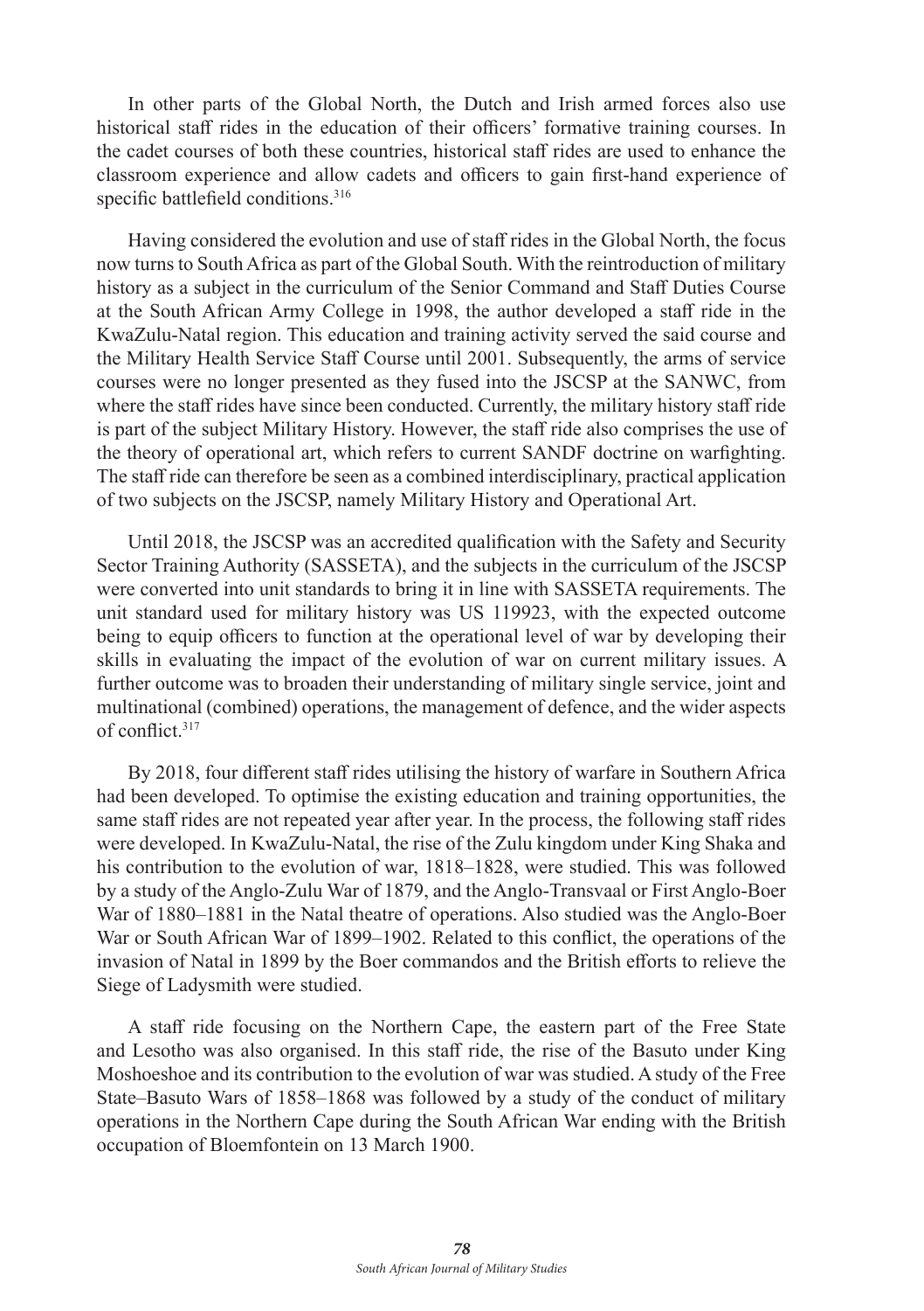In other parts of the Global North, the Dutch and Irish armed forces also use historical staff rides in the education of their officers' formative training courses. In the cadet courses of both these countries, historical staff rides are used to enhance the classroom experience and allow cadets and officers to gain first-hand experience of specific battlefield conditions.[316]

Having considered the evolution and use of staff rides in the Global North, the focus now turns to South Africa as part of the Global South. With the reintroduction of military history as a subject in the curriculum of the Senior Command and Staff Duties Course at the South African Army College in 1998, the author developed a staff ride in the KwaZulu-Natal region. This education and training activity served the said course and the Military Health Service Staff Course until 2001. Subsequently, the arms of service courses were no longer presented as they fused into the JSCSP at the SANWC, from where the staff rides have since been conducted. Currently, the military history staff ride is part of the subject Military History. However, the staff ride also comprises the use of the theory of operational art, which refers to current SANDF doctrine on warfighting. The staff ride can therefore be seen as a combined interdisciplinary, practical application of two subjects on the JSCSP, namely Military History and Operational Art.

Until 2018, the JSCSP was an accredited qualification with the Safety and Security Sector Training Authority (SASSETA), and the subjects in the curriculum of the JSCSP were converted into unit standards to bring it in line with SASSETA requirements. The unit standard used for military history was US 119923, with the expected outcome being to equip officers to function at the operational level of war by developing their skills in evaluating the impact of the evolution of war on current military issues. A further outcome was to broaden their understanding of military single service, joint and multinational (combined) operations, the management of defence, and the wider aspects of conflict.[317]

By 2018, four different staff rides utilising the history of warfare in Southern Africa had been developed. To optimise the existing education and training opportunities, the same staff rides are not repeated year after year. In the process, the following staff rides were developed. In KwaZulu-Natal, the rise of the Zulu kingdom under King Shaka and his contribution to the evolution of war, 1818–1828, were studied. This was followed by a study of the Anglo-Zulu War of 1879, and the Anglo-Transvaal or First Anglo-Boer War of 1880–1881 in the Natal theatre of operations. Also studied was the Anglo-Boer War or South African War of 1899–1902. Related to this conflict, the operations of the invasion of Natal in 1899 by the Boer commandos and the British efforts to relieve the Siege of Ladysmith were studied.

A staff ride focusing on the Northern Cape, the eastern part of the Free State and Lesotho was also organised. In this staff ride, the rise of the Basuto under King Moshoeshoe and its contribution to the evolution of war was studied. A study of the Free State–Basuto Wars of 1858–1868 was followed by a study of the conduct of military operations in the Northern Cape during the South African War ending with the British occupation of Bloemfontein on 13 March 1900.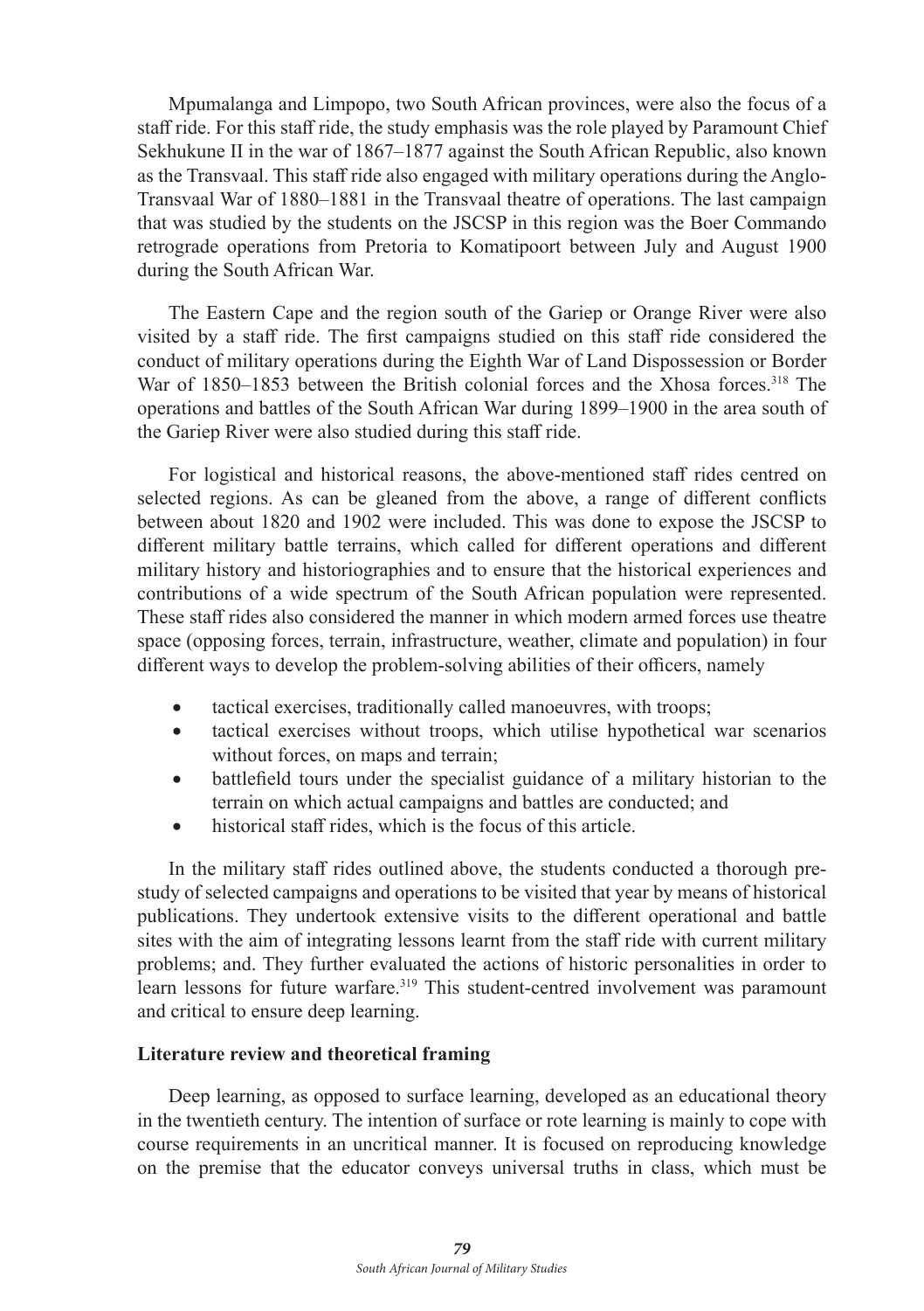Mpumalanga and Limpopo, two South African provinces, were also the focus of a staff ride. For this staff ride, the study emphasis was the role played by Paramount Chief Sekhukune II in the war of 1867–1877 against the South African Republic, also known as the Transvaal. This staff ride also engaged with military operations during the Anglo-Transvaal War of 1880–1881 in the Transvaal theatre of operations. The last campaign that was studied by the students on the JSCSP in this region was the Boer Commando retrograde operations from Pretoria to Komatipoort between July and August 1900 during the South African War.

The Eastern Cape and the region south of the Gariep or Orange River were also visited by a staff ride. The first campaigns studied on this staff ride considered the conduct of military operations during the Eighth War of Land Dispossession or Border War of 1850–1853 between the British colonial forces and the Xhosa forces.[318] The operations and battles of the South African War during 1899–1900 in the area south of the Gariep River were also studied during this staff ride.

For logistical and historical reasons, the above-mentioned staff rides centred on selected regions. As can be gleaned from the above, a range of different conflicts between about 1820 and 1902 were included. This was done to expose the JSCSP to different military battle terrains, which called for different operations and different military history and historiographies and to ensure that the historical experiences and contributions of a wide spectrum of the South African population were represented. These staff rides also considered the manner in which modern armed forces use theatre space (opposing forces, terrain, infrastructure, weather, climate and population) in four different ways to develop the problem-solving abilities of their officers, namely

- tactical exercises, traditionally called manoeuvres, with troops;
- tactical exercises without troops, which utilise hypothetical war scenarios without forces, on maps and terrain;
- battlefield tours under the specialist guidance of a military historian to the terrain on which actual campaigns and battles are conducted; and
- historical staff rides, which is the focus of this article.

In the military staff rides outlined above, the students conducted a thorough pre-study of selected campaigns and operations to be visited that year by means of historical publications. They undertook extensive visits to the different operational and battle sites with the aim of integrating lessons learnt from the staff ride with current military problems; and. They further evaluated the actions of historic personalities in order to learn lessons for future warfare.[319] This student-centred involvement was paramount and critical to ensure deep learning.

## Literature review and theoretical framing

Deep learning, as opposed to surface learning, developed as an educational theory in the twentieth century. The intention of surface or rote learning is mainly to cope with course requirements in an uncritical manner. It is focused on reproducing knowledge on the premise that the educator conveys universal truths in class, which must be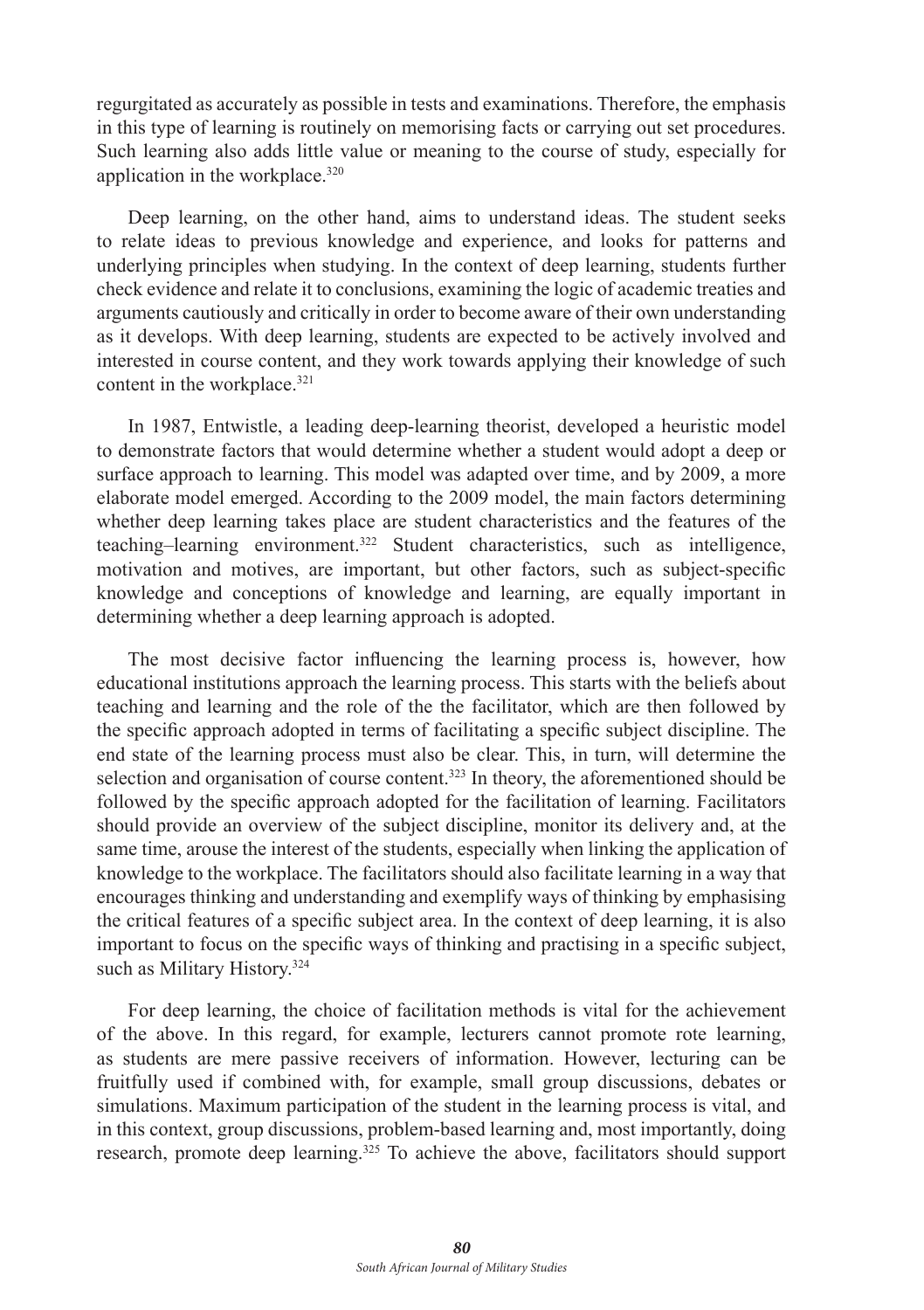regurgitated as accurately as possible in tests and examinations. Therefore, the emphasis in this type of learning is routinely on memorising facts or carrying out set procedures. Such learning also adds little value or meaning to the course of study, especially for application in the workplace.[320]

Deep learning, on the other hand, aims to understand ideas. The student seeks to relate ideas to previous knowledge and experience, and looks for patterns and underlying principles when studying. In the context of deep learning, students further check evidence and relate it to conclusions, examining the logic of academic treaties and arguments cautiously and critically in order to become aware of their own understanding as it develops. With deep learning, students are expected to be actively involved and interested in course content, and they work towards applying their knowledge of such content in the workplace.[321]

In 1987, Entwistle, a leading deep-learning theorist, developed a heuristic model to demonstrate factors that would determine whether a student would adopt a deep or surface approach to learning. This model was adapted over time, and by 2009, a more elaborate model emerged. According to the 2009 model, the main factors determining whether deep learning takes place are student characteristics and the features of the teaching–learning environment.[322] Student characteristics, such as intelligence, motivation and motives, are important, but other factors, such as subject-specific knowledge and conceptions of knowledge and learning, are equally important in determining whether a deep learning approach is adopted.

The most decisive factor influencing the learning process is, however, how educational institutions approach the learning process. This starts with the beliefs about teaching and learning and the role of the the facilitator, which are then followed by the specific approach adopted in terms of facilitating a specific subject discipline. The end state of the learning process must also be clear. This, in turn, will determine the selection and organisation of course content.[323] In theory, the aforementioned should be followed by the specific approach adopted for the facilitation of learning. Facilitators should provide an overview of the subject discipline, monitor its delivery and, at the same time, arouse the interest of the students, especially when linking the application of knowledge to the workplace. The facilitators should also facilitate learning in a way that encourages thinking and understanding and exemplify ways of thinking by emphasising the critical features of a specific subject area. In the context of deep learning, it is also important to focus on the specific ways of thinking and practising in a specific subject, such as Military History.[324]

For deep learning, the choice of facilitation methods is vital for the achievement of the above. In this regard, for example, lecturers cannot promote rote learning, as students are mere passive receivers of information. However, lecturing can be fruitfully used if combined with, for example, small group discussions, debates or simulations. Maximum participation of the student in the learning process is vital, and in this context, group discussions, problem-based learning and, most importantly, doing research, promote deep learning.[325] To achieve the above, facilitators should support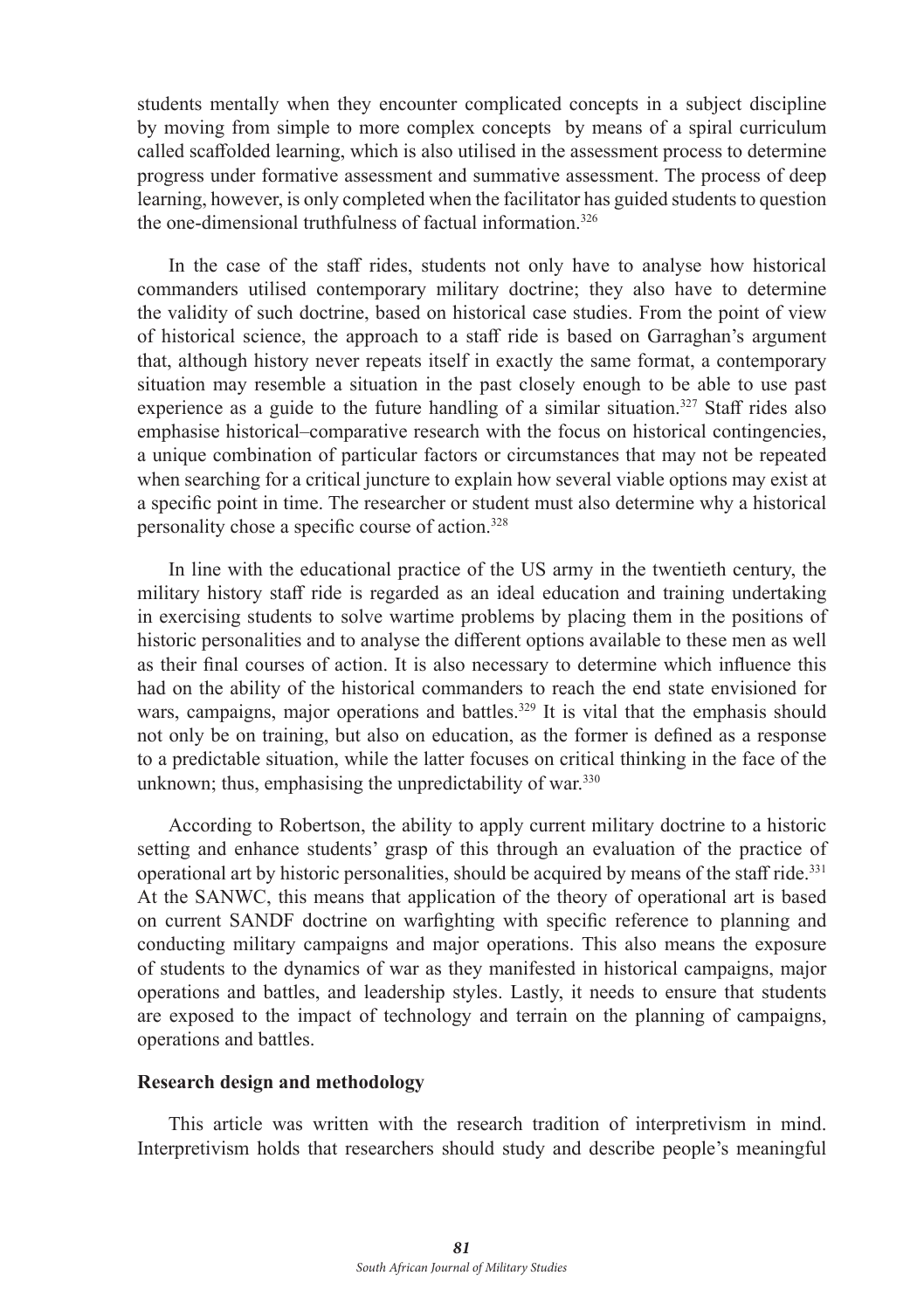students mentally when they encounter complicated concepts in a subject discipline by moving from simple to more complex concepts by means of a spiral curriculum called scaffolded learning, which is also utilised in the assessment process to determine progress under formative assessment and summative assessment. The process of deep learning, however, is only completed when the facilitator has guided students to question the one-dimensional truthfulness of factual information.[326]

In the case of the staff rides, students not only have to analyse how historical commanders utilised contemporary military doctrine; they also have to determine the validity of such doctrine, based on historical case studies. From the point of view of historical science, the approach to a staff ride is based on Garraghan's argument that, although history never repeats itself in exactly the same format, a contemporary situation may resemble a situation in the past closely enough to be able to use past experience as a guide to the future handling of a similar situation.[327] Staff rides also emphasise historical–comparative research with the focus on historical contingencies, a unique combination of particular factors or circumstances that may not be repeated when searching for a critical juncture to explain how several viable options may exist at a specific point in time. The researcher or student must also determine why a historical personality chose a specific course of action.[328]

In line with the educational practice of the US army in the twentieth century, the military history staff ride is regarded as an ideal education and training undertaking in exercising students to solve wartime problems by placing them in the positions of historic personalities and to analyse the different options available to these men as well as their final courses of action. It is also necessary to determine which influence this had on the ability of the historical commanders to reach the end state envisioned for wars, campaigns, major operations and battles.[329] It is vital that the emphasis should not only be on training, but also on education, as the former is defined as a response to a predictable situation, while the latter focuses on critical thinking in the face of the unknown; thus, emphasising the unpredictability of war.[330]

According to Robertson, the ability to apply current military doctrine to a historic setting and enhance students' grasp of this through an evaluation of the practice of operational art by historic personalities, should be acquired by means of the staff ride.[331] At the SANWC, this means that application of the theory of operational art is based on current SANDF doctrine on warfighting with specific reference to planning and conducting military campaigns and major operations. This also means the exposure of students to the dynamics of war as they manifested in historical campaigns, major operations and battles, and leadership styles. Lastly, it needs to ensure that students are exposed to the impact of technology and terrain on the planning of campaigns, operations and battles.

## Research design and methodology

This article was written with the research tradition of interpretivism in mind. Interpretivism holds that researchers should study and describe people's meaningful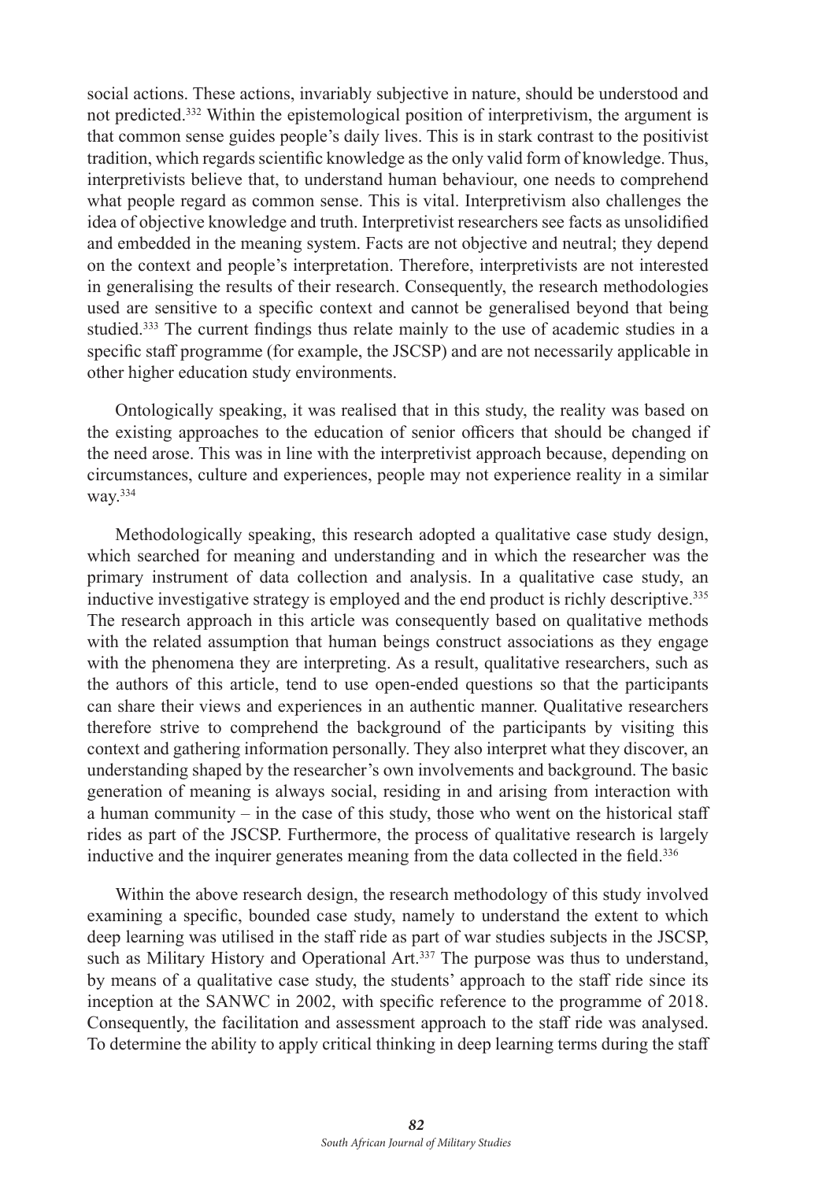social actions. These actions, invariably subjective in nature, should be understood and not predicted.[332] Within the epistemological position of interpretivism, the argument is that common sense guides people's daily lives. This is in stark contrast to the positivist tradition, which regards scientific knowledge as the only valid form of knowledge. Thus, interpretivists believe that, to understand human behaviour, one needs to comprehend what people regard as common sense. This is vital. Interpretivism also challenges the idea of objective knowledge and truth. Interpretivist researchers see facts as unsolidified and embedded in the meaning system. Facts are not objective and neutral; they depend on the context and people's interpretation. Therefore, interpretivists are not interested in generalising the results of their research. Consequently, the research methodologies used are sensitive to a specific context and cannot be generalised beyond that being studied.[333] The current findings thus relate mainly to the use of academic studies in a specific staff programme (for example, the JSCSP) and are not necessarily applicable in other higher education study environments.

Ontologically speaking, it was realised that in this study, the reality was based on the existing approaches to the education of senior officers that should be changed if the need arose. This was in line with the interpretivist approach because, depending on circumstances, culture and experiences, people may not experience reality in a similar way.[334]

Methodologically speaking, this research adopted a qualitative case study design, which searched for meaning and understanding and in which the researcher was the primary instrument of data collection and analysis. In a qualitative case study, an inductive investigative strategy is employed and the end product is richly descriptive.[335] The research approach in this article was consequently based on qualitative methods with the related assumption that human beings construct associations as they engage with the phenomena they are interpreting. As a result, qualitative researchers, such as the authors of this article, tend to use open-ended questions so that the participants can share their views and experiences in an authentic manner. Qualitative researchers therefore strive to comprehend the background of the participants by visiting this context and gathering information personally. They also interpret what they discover, an understanding shaped by the researcher's own involvements and background. The basic generation of meaning is always social, residing in and arising from interaction with a human community – in the case of this study, those who went on the historical staff rides as part of the JSCSP. Furthermore, the process of qualitative research is largely inductive and the inquirer generates meaning from the data collected in the field.[336]

Within the above research design, the research methodology of this study involved examining a specific, bounded case study, namely to understand the extent to which deep learning was utilised in the staff ride as part of war studies subjects in the JSCSP, such as Military History and Operational Art.[337] The purpose was thus to understand, by means of a qualitative case study, the students' approach to the staff ride since its inception at the SANWC in 2002, with specific reference to the programme of 2018. Consequently, the facilitation and assessment approach to the staff ride was analysed. To determine the ability to apply critical thinking in deep learning terms during the staff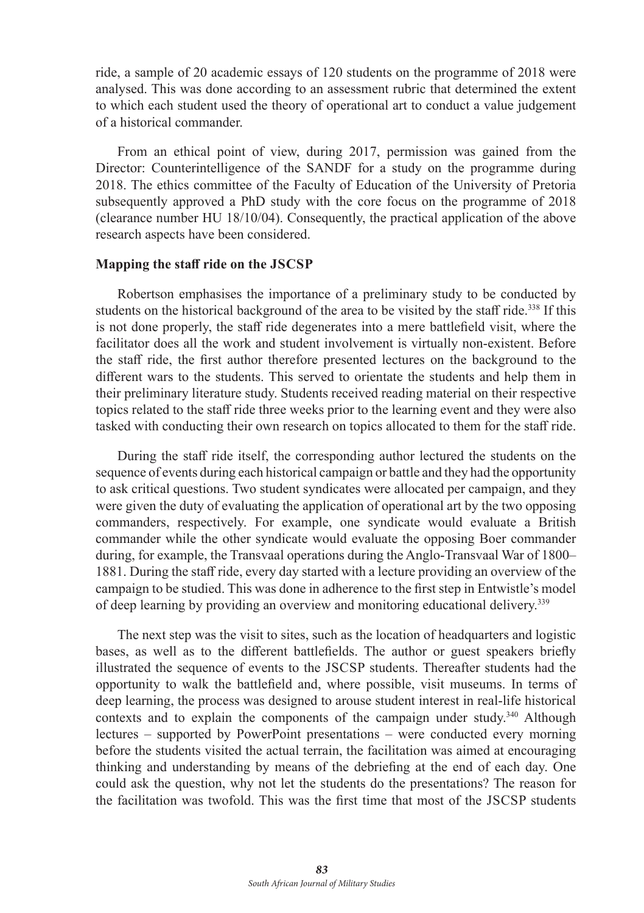ride, a sample of 20 academic essays of 120 students on the programme of 2018 were analysed. This was done according to an assessment rubric that determined the extent to which each student used the theory of operational art to conduct a value judgement of a historical commander.

From an ethical point of view, during 2017, permission was gained from the Director: Counterintelligence of the SANDF for a study on the programme during 2018. The ethics committee of the Faculty of Education of the University of Pretoria subsequently approved a PhD study with the core focus on the programme of 2018 (clearance number HU 18/10/04). Consequently, the practical application of the above research aspects have been considered.

**Mapping the staff ride on the JSCSP**

Robertson emphasises the importance of a preliminary study to be conducted by students on the historical background of the area to be visited by the staff ride.[338] If this is not done properly, the staff ride degenerates into a mere battlefield visit, where the facilitator does all the work and student involvement is virtually non-existent. Before the staff ride, the first author therefore presented lectures on the background to the different wars to the students. This served to orientate the students and help them in their preliminary literature study. Students received reading material on their respective topics related to the staff ride three weeks prior to the learning event and they were also tasked with conducting their own research on topics allocated to them for the staff ride.

During the staff ride itself, the corresponding author lectured the students on the sequence of events during each historical campaign or battle and they had the opportunity to ask critical questions. Two student syndicates were allocated per campaign, and they were given the duty of evaluating the application of operational art by the two opposing commanders, respectively. For example, one syndicate would evaluate a British commander while the other syndicate would evaluate the opposing Boer commander during, for example, the Transvaal operations during the Anglo-Transvaal War of 1800–1881. During the staff ride, every day started with a lecture providing an overview of the campaign to be studied. This was done in adherence to the first step in Entwistle's model of deep learning by providing an overview and monitoring educational delivery.[339]

The next step was the visit to sites, such as the location of headquarters and logistic bases, as well as to the different battlefields. The author or guest speakers briefly illustrated the sequence of events to the JSCSP students. Thereafter students had the opportunity to walk the battlefield and, where possible, visit museums. In terms of deep learning, the process was designed to arouse student interest in real-life historical contexts and to explain the components of the campaign under study.[340] Although lectures – supported by PowerPoint presentations – were conducted every morning before the students visited the actual terrain, the facilitation was aimed at encouraging thinking and understanding by means of the debriefing at the end of each day. One could ask the question, why not let the students do the presentations? The reason for the facilitation was twofold. This was the first time that most of the JSCSP students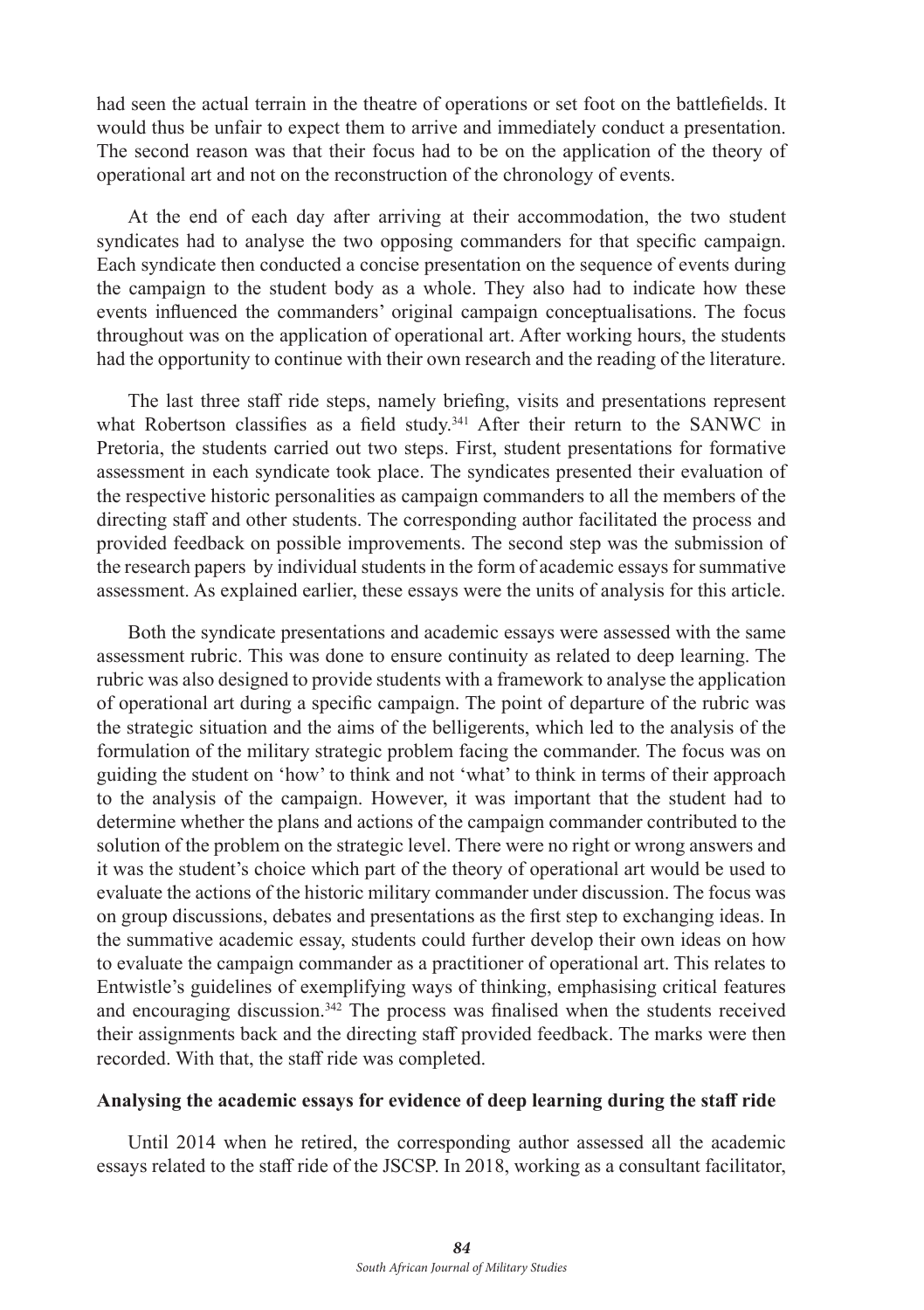had seen the actual terrain in the theatre of operations or set foot on the battlefields. It would thus be unfair to expect them to arrive and immediately conduct a presentation. The second reason was that their focus had to be on the application of the theory of operational art and not on the reconstruction of the chronology of events.

At the end of each day after arriving at their accommodation, the two student syndicates had to analyse the two opposing commanders for that specific campaign. Each syndicate then conducted a concise presentation on the sequence of events during the campaign to the student body as a whole. They also had to indicate how these events influenced the commanders' original campaign conceptualisations. The focus throughout was on the application of operational art. After working hours, the students had the opportunity to continue with their own research and the reading of the literature.

The last three staff ride steps, namely briefing, visits and presentations represent what Robertson classifies as a field study.[341] After their return to the SANWC in Pretoria, the students carried out two steps. First, student presentations for formative assessment in each syndicate took place. The syndicates presented their evaluation of the respective historic personalities as campaign commanders to all the members of the directing staff and other students. The corresponding author facilitated the process and provided feedback on possible improvements. The second step was the submission of the research papers by individual students in the form of academic essays for summative assessment. As explained earlier, these essays were the units of analysis for this article.

Both the syndicate presentations and academic essays were assessed with the same assessment rubric. This was done to ensure continuity as related to deep learning. The rubric was also designed to provide students with a framework to analyse the application of operational art during a specific campaign. The point of departure of the rubric was the strategic situation and the aims of the belligerents, which led to the analysis of the formulation of the military strategic problem facing the commander. The focus was on guiding the student on 'how' to think and not 'what' to think in terms of their approach to the analysis of the campaign. However, it was important that the student had to determine whether the plans and actions of the campaign commander contributed to the solution of the problem on the strategic level. There were no right or wrong answers and it was the student's choice which part of the theory of operational art would be used to evaluate the actions of the historic military commander under discussion. The focus was on group discussions, debates and presentations as the first step to exchanging ideas. In the summative academic essay, students could further develop their own ideas on how to evaluate the campaign commander as a practitioner of operational art. This relates to Entwistle's guidelines of exemplifying ways of thinking, emphasising critical features and encouraging discussion.[342] The process was finalised when the students received their assignments back and the directing staff provided feedback. The marks were then recorded. With that, the staff ride was completed.

**Analysing the academic essays for evidence of deep learning during the staff ride**

Until 2014 when he retired, the corresponding author assessed all the academic essays related to the staff ride of the JSCSP. In 2018, working as a consultant facilitator,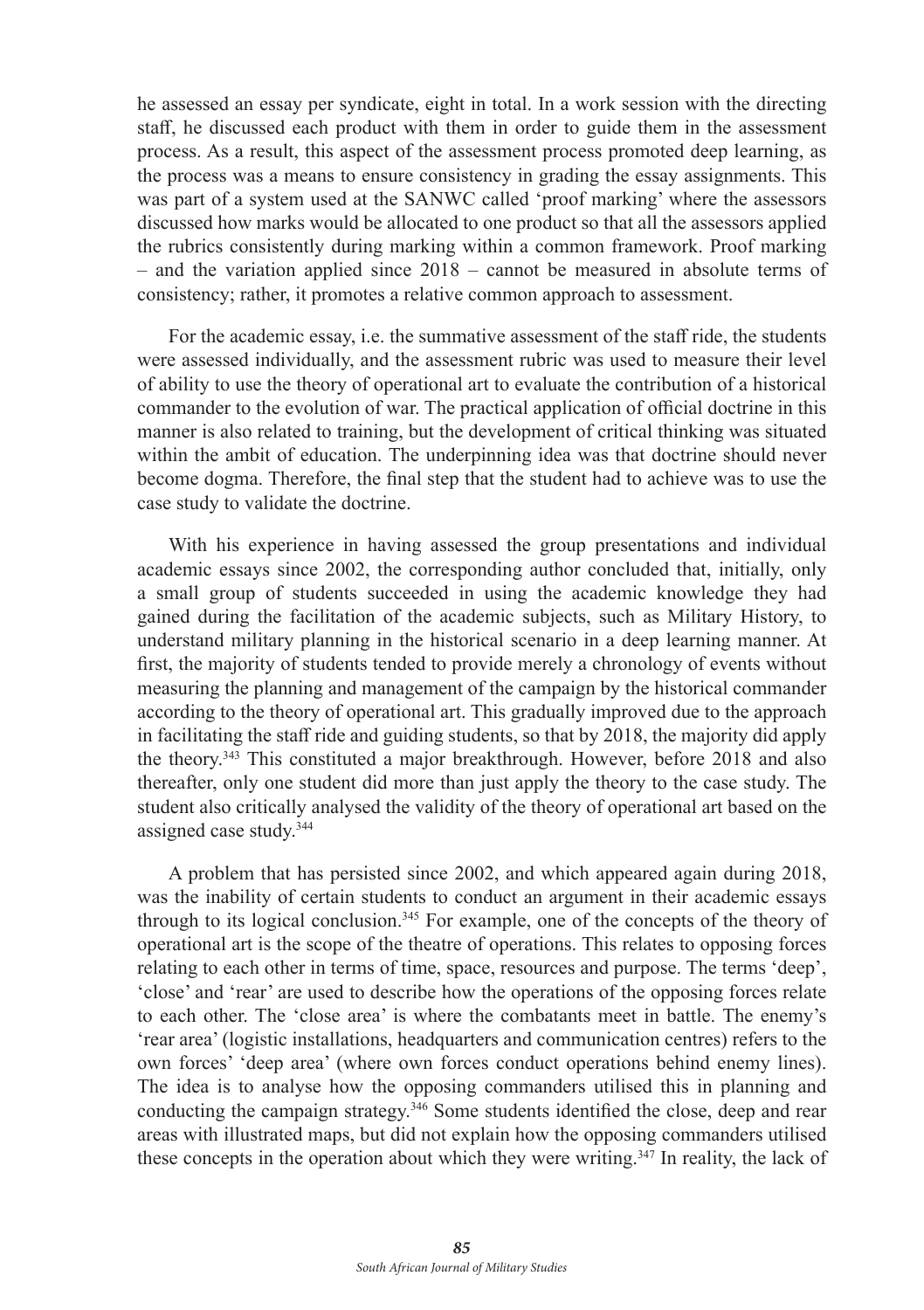he assessed an essay per syndicate, eight in total. In a work session with the directing staff, he discussed each product with them in order to guide them in the assessment process. As a result, this aspect of the assessment process promoted deep learning, as the process was a means to ensure consistency in grading the essay assignments. This was part of a system used at the SANWC called 'proof marking' where the assessors discussed how marks would be allocated to one product so that all the assessors applied the rubrics consistently during marking within a common framework. Proof marking – and the variation applied since 2018 – cannot be measured in absolute terms of consistency; rather, it promotes a relative common approach to assessment.

For the academic essay, i.e. the summative assessment of the staff ride, the students were assessed individually, and the assessment rubric was used to measure their level of ability to use the theory of operational art to evaluate the contribution of a historical commander to the evolution of war. The practical application of official doctrine in this manner is also related to training, but the development of critical thinking was situated within the ambit of education. The underpinning idea was that doctrine should never become dogma. Therefore, the final step that the student had to achieve was to use the case study to validate the doctrine.

With his experience in having assessed the group presentations and individual academic essays since 2002, the corresponding author concluded that, initially, only a small group of students succeeded in using the academic knowledge they had gained during the facilitation of the academic subjects, such as Military History, to understand military planning in the historical scenario in a deep learning manner. At first, the majority of students tended to provide merely a chronology of events without measuring the planning and management of the campaign by the historical commander according to the theory of operational art. This gradually improved due to the approach in facilitating the staff ride and guiding students, so that by 2018, the majority did apply the theory.[343] This constituted a major breakthrough. However, before 2018 and also thereafter, only one student did more than just apply the theory to the case study. The student also critically analysed the validity of the theory of operational art based on the assigned case study.[344]

A problem that has persisted since 2002, and which appeared again during 2018, was the inability of certain students to conduct an argument in their academic essays through to its logical conclusion.[345] For example, one of the concepts of the theory of operational art is the scope of the theatre of operations. This relates to opposing forces relating to each other in terms of time, space, resources and purpose. The terms 'deep', 'close' and 'rear' are used to describe how the operations of the opposing forces relate to each other. The 'close area' is where the combatants meet in battle. The enemy's 'rear area' (logistic installations, headquarters and communication centres) refers to the own forces' 'deep area' (where own forces conduct operations behind enemy lines). The idea is to analyse how the opposing commanders utilised this in planning and conducting the campaign strategy.[346] Some students identified the close, deep and rear areas with illustrated maps, but did not explain how the opposing commanders utilised these concepts in the operation about which they were writing.[347] In reality, the lack of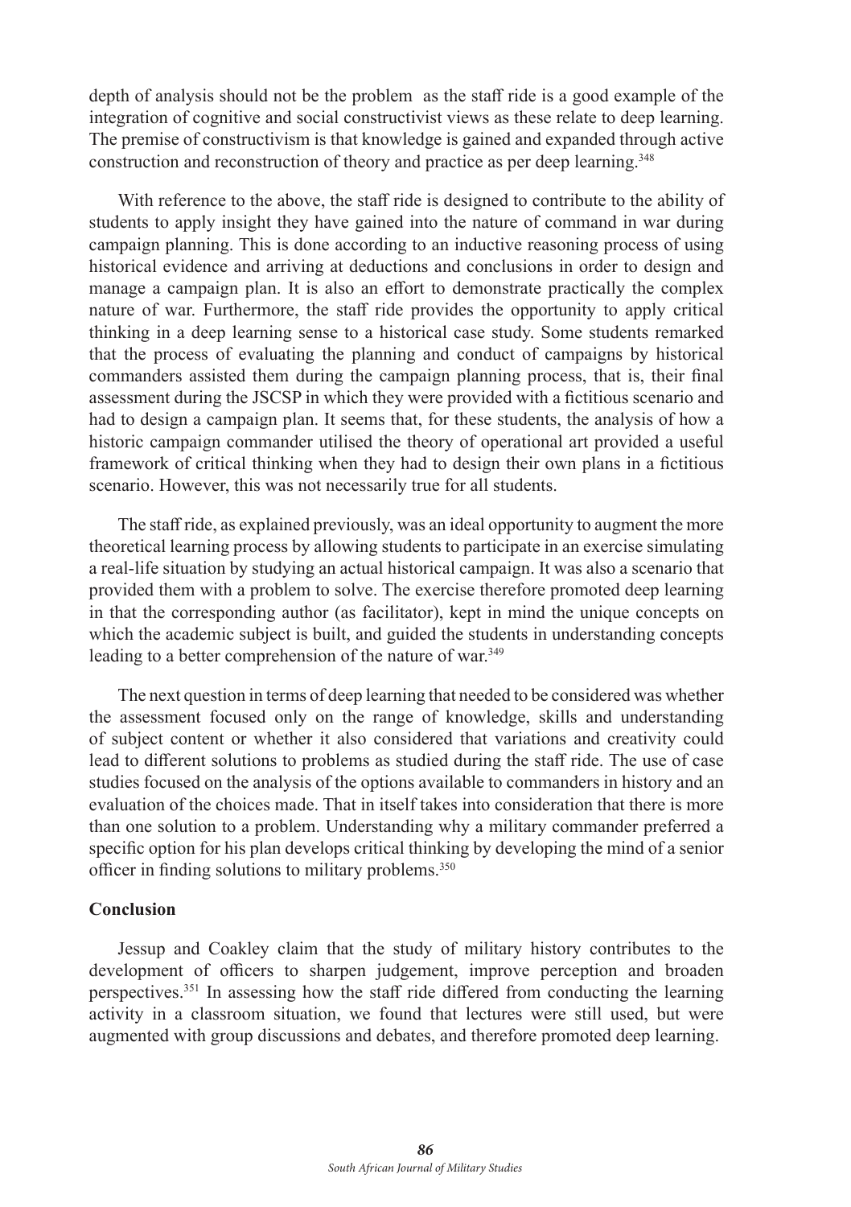depth of analysis should not be the problem as the staff ride is a good example of the integration of cognitive and social constructivist views as these relate to deep learning. The premise of constructivism is that knowledge is gained and expanded through active construction and reconstruction of theory and practice as per deep learning.[348]

With reference to the above, the staff ride is designed to contribute to the ability of students to apply insight they have gained into the nature of command in war during campaign planning. This is done according to an inductive reasoning process of using historical evidence and arriving at deductions and conclusions in order to design and manage a campaign plan. It is also an effort to demonstrate practically the complex nature of war. Furthermore, the staff ride provides the opportunity to apply critical thinking in a deep learning sense to a historical case study. Some students remarked that the process of evaluating the planning and conduct of campaigns by historical commanders assisted them during the campaign planning process, that is, their final assessment during the JSCSP in which they were provided with a fictitious scenario and had to design a campaign plan. It seems that, for these students, the analysis of how a historic campaign commander utilised the theory of operational art provided a useful framework of critical thinking when they had to design their own plans in a fictitious scenario. However, this was not necessarily true for all students.

The staff ride, as explained previously, was an ideal opportunity to augment the more theoretical learning process by allowing students to participate in an exercise simulating a real-life situation by studying an actual historical campaign. It was also a scenario that provided them with a problem to solve. The exercise therefore promoted deep learning in that the corresponding author (as facilitator), kept in mind the unique concepts on which the academic subject is built, and guided the students in understanding concepts leading to a better comprehension of the nature of war.[349]

The next question in terms of deep learning that needed to be considered was whether the assessment focused only on the range of knowledge, skills and understanding of subject content or whether it also considered that variations and creativity could lead to different solutions to problems as studied during the staff ride. The use of case studies focused on the analysis of the options available to commanders in history and an evaluation of the choices made. That in itself takes into consideration that there is more than one solution to a problem. Understanding why a military commander preferred a specific option for his plan develops critical thinking by developing the mind of a senior officer in finding solutions to military problems.[350]

## Conclusion

Jessup and Coakley claim that the study of military history contributes to the development of officers to sharpen judgement, improve perception and broaden perspectives.[351] In assessing how the staff ride differed from conducting the learning activity in a classroom situation, we found that lectures were still used, but were augmented with group discussions and debates, and therefore promoted deep learning.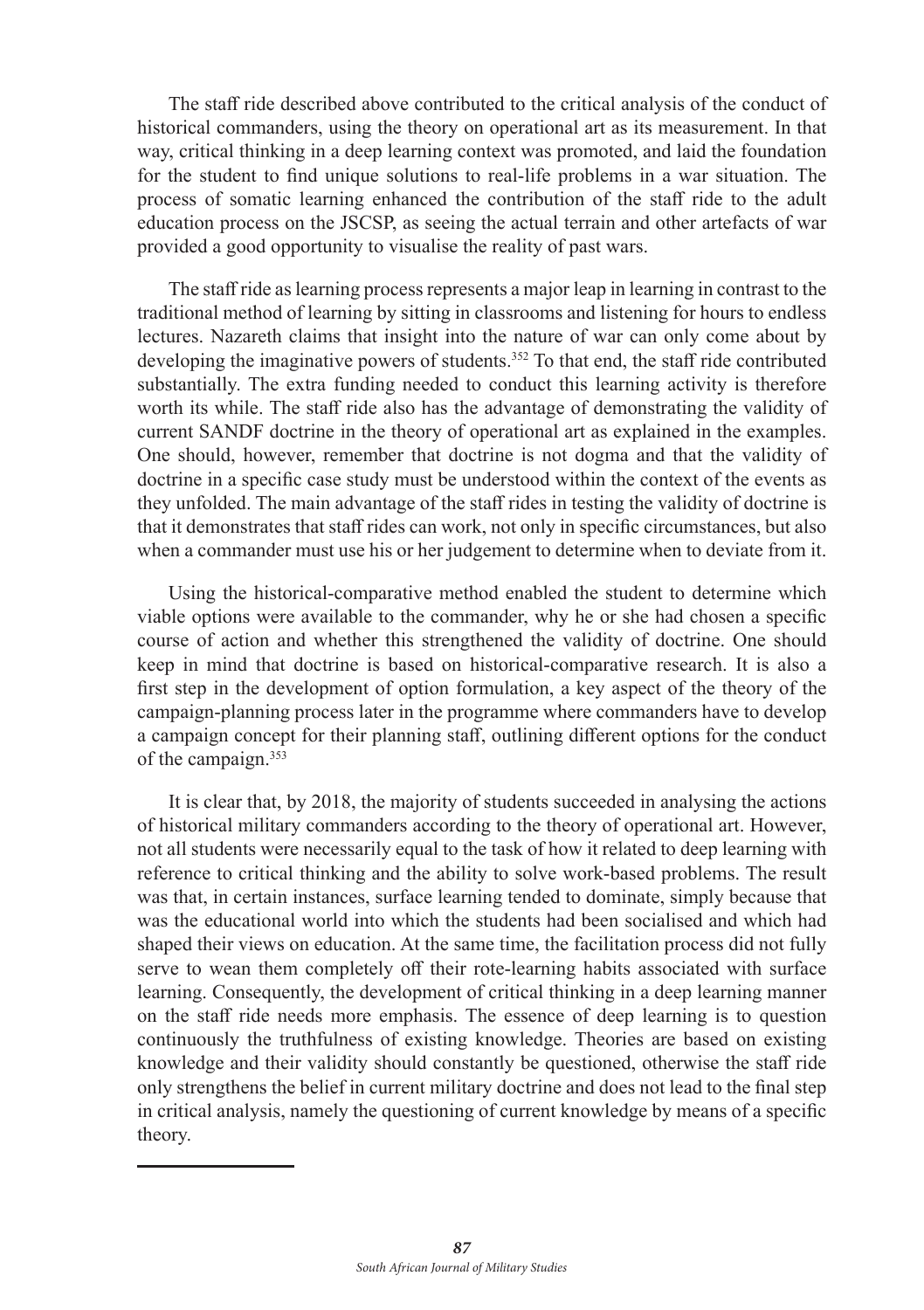The staff ride described above contributed to the critical analysis of the conduct of historical commanders, using the theory on operational art as its measurement. In that way, critical thinking in a deep learning context was promoted, and laid the foundation for the student to find unique solutions to real-life problems in a war situation. The process of somatic learning enhanced the contribution of the staff ride to the adult education process on the JSCSP, as seeing the actual terrain and other artefacts of war provided a good opportunity to visualise the reality of past wars.

The staff ride as learning process represents a major leap in learning in contrast to the traditional method of learning by sitting in classrooms and listening for hours to endless lectures. Nazareth claims that insight into the nature of war can only come about by developing the imaginative powers of students.[352] To that end, the staff ride contributed substantially. The extra funding needed to conduct this learning activity is therefore worth its while. The staff ride also has the advantage of demonstrating the validity of current SANDF doctrine in the theory of operational art as explained in the examples. One should, however, remember that doctrine is not dogma and that the validity of doctrine in a specific case study must be understood within the context of the events as they unfolded. The main advantage of the staff rides in testing the validity of doctrine is that it demonstrates that staff rides can work, not only in specific circumstances, but also when a commander must use his or her judgement to determine when to deviate from it.

Using the historical-comparative method enabled the student to determine which viable options were available to the commander, why he or she had chosen a specific course of action and whether this strengthened the validity of doctrine. One should keep in mind that doctrine is based on historical-comparative research. It is also a first step in the development of option formulation, a key aspect of the theory of the campaign-planning process later in the programme where commanders have to develop a campaign concept for their planning staff, outlining different options for the conduct of the campaign.[353]

It is clear that, by 2018, the majority of students succeeded in analysing the actions of historical military commanders according to the theory of operational art. However, not all students were necessarily equal to the task of how it related to deep learning with reference to critical thinking and the ability to solve work-based problems. The result was that, in certain instances, surface learning tended to dominate, simply because that was the educational world into which the students had been socialised and which had shaped their views on education. At the same time, the facilitation process did not fully serve to wean them completely off their rote-learning habits associated with surface learning. Consequently, the development of critical thinking in a deep learning manner on the staff ride needs more emphasis. The essence of deep learning is to question continuously the truthfulness of existing knowledge. Theories are based on existing knowledge and their validity should constantly be questioned, otherwise the staff ride only strengthens the belief in current military doctrine and does not lead to the final step in critical analysis, namely the questioning of current knowledge by means of a specific theory.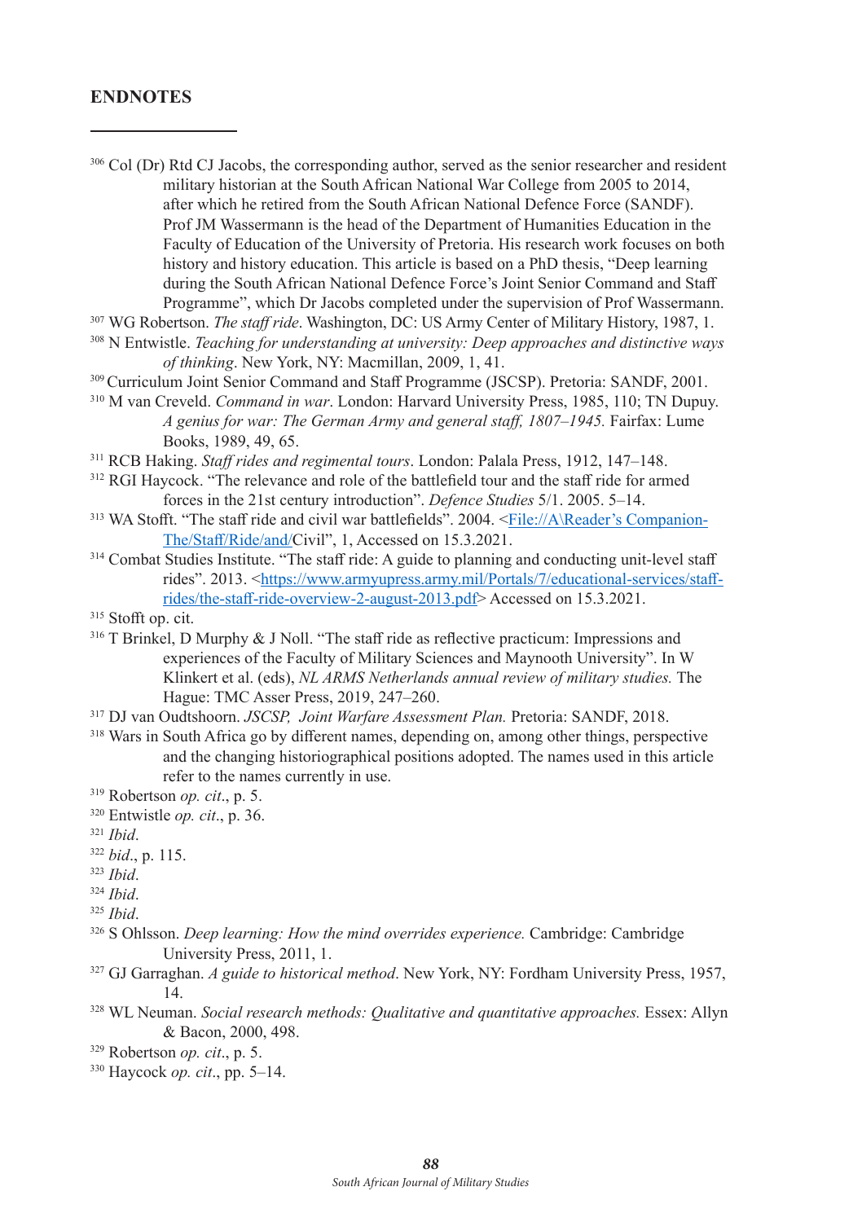## ENDNOTES

[306] Col (Dr) Rtd CJ Jacobs, the corresponding author, served as the senior researcher and resident military historian at the South African National War College from 2005 to 2014, after which he retired from the South African National Defence Force (SANDF). Prof JM Wassermann is the head of the Department of Humanities Education in the Faculty of Education of the University of Pretoria. His research work focuses on both history and history education. This article is based on a PhD thesis, "Deep learning during the South African National Defence Force's Joint Senior Command and Staff Programme", which Dr Jacobs completed under the supervision of Prof Wassermann.

[307] WG Robertson. *The staff ride*. Washington, DC: US Army Center of Military History, 1987, 1.

[308] N Entwistle. *Teaching for understanding at university: Deep approaches and distinctive ways of thinking*. New York, NY: Macmillan, 2009, 1, 41.

[309] Curriculum Joint Senior Command and Staff Programme (JSCSP). Pretoria: SANDF, 2001.

[310] M van Creveld. *Command in war*. London: Harvard University Press, 1985, 110; TN Dupuy. *A genius for war: The German Army and general staff, 1807–1945.* Fairfax: Lume Books, 1989, 49, 65.

[311] RCB Haking. *Staff rides and regimental tours*. London: Palala Press, 1912, 147–148.

[312] RGI Haycock. "The relevance and role of the battlefield tour and the staff ride for armed forces in the 21st century introduction". *Defence Studies* 5/1. 2005. 5–14.

[313] WA Stofft. "The staff ride and civil war battlefields". 2004. <File://A\Reader's Companion-The/Staff/Ride/and/Civil", 1, Accessed on 15.3.2021.

[314] Combat Studies Institute. "The staff ride: A guide to planning and conducting unit-level staff rides". 2013. <https://www.armyupress.army.mil/Portals/7/educational-services/staff-rides/the-staff-ride-overview-2-august-2013.pdf> Accessed on 15.3.2021.

[315] Stofft op. cit.

[316] T Brinkel, D Murphy & J Noll. "The staff ride as reflective practicum: Impressions and experiences of the Faculty of Military Sciences and Maynooth University". In W Klinkert et al. (eds), *NL ARMS Netherlands annual review of military studies.* The Hague: TMC Asser Press, 2019, 247–260.

[317] DJ van Oudtshoorn. *JSCSP, Joint Warfare Assessment Plan.* Pretoria: SANDF, 2018.

[318] Wars in South Africa go by different names, depending on, among other things, perspective and the changing historiographical positions adopted. The names used in this article refer to the names currently in use.

[319] Robertson *op. cit*., p. 5.

[320] Entwistle *op. cit*., p. 36.

[321] *Ibid*.

[322] *bid*., p. 115.

[323] *Ibid*.

[324] *Ibid*.

[325] *Ibid*.

[326] S Ohlsson. *Deep learning: How the mind overrides experience.* Cambridge: Cambridge University Press, 2011, 1.

[327] GJ Garraghan. *A guide to historical method*. New York, NY: Fordham University Press, 1957, 14.

[328] WL Neuman. *Social research methods: Qualitative and quantitative approaches.* Essex: Allyn & Bacon, 2000, 498.

[329] Robertson *op. cit*., p. 5.

[330] Haycock *op. cit*., pp. 5–14.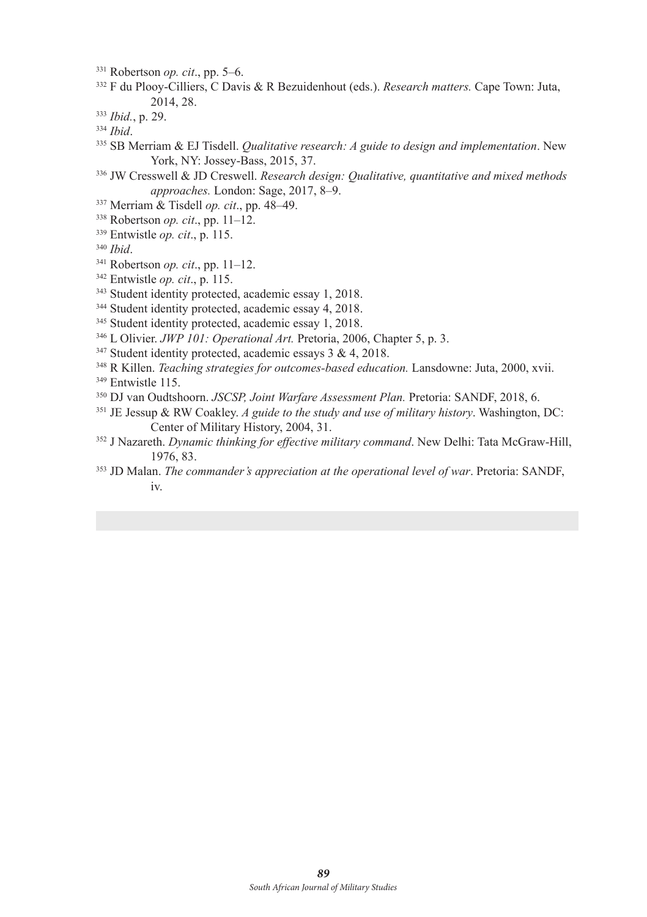[331] Robertson *op. cit*., pp. 5–6.

[332] F du Plooy-Cilliers, C Davis & R Bezuidenhout (eds.). *Research matters.* Cape Town: Juta, 2014, 28.

[333] *Ibid.*, p. 29.

[334] *Ibid*.

[335] SB Merriam & EJ Tisdell. *Qualitative research: A guide to design and implementation*. New York, NY: Jossey-Bass, 2015, 37.

[336] JW Cresswell & JD Creswell. *Research design: Qualitative, quantitative and mixed methods approaches.* London: Sage, 2017, 8–9.

[337] Merriam & Tisdell *op. cit*., pp. 48–49.

[338] Robertson *op. cit*., pp. 11–12.

[339] Entwistle *op. cit*., p. 115.

[340] *Ibid*.

[341] Robertson *op. cit*., pp. 11–12.

[342] Entwistle *op. cit*., p. 115.

[343] Student identity protected, academic essay 1, 2018.

[344] Student identity protected, academic essay 4, 2018.

[345] Student identity protected, academic essay 1, 2018.

[346] L Olivier. *JWP 101: Operational Art.* Pretoria, 2006, Chapter 5, p. 3.

[347] Student identity protected, academic essays 3 & 4, 2018.

[348] R Killen. *Teaching strategies for outcomes-based education.* Lansdowne: Juta, 2000, xvii.

[349] Entwistle 115.

[350] DJ van Oudtshoorn. *JSCSP, Joint Warfare Assessment Plan.* Pretoria: SANDF, 2018, 6.

[351] JE Jessup & RW Coakley. *A guide to the study and use of military history*. Washington, DC: Center of Military History, 2004, 31.

[352] J Nazareth. *Dynamic thinking for effective military command*. New Delhi: Tata McGraw-Hill, 1976, 83.

[353] JD Malan. *The commander's appreciation at the operational level of war*. Pretoria: SANDF, iv.